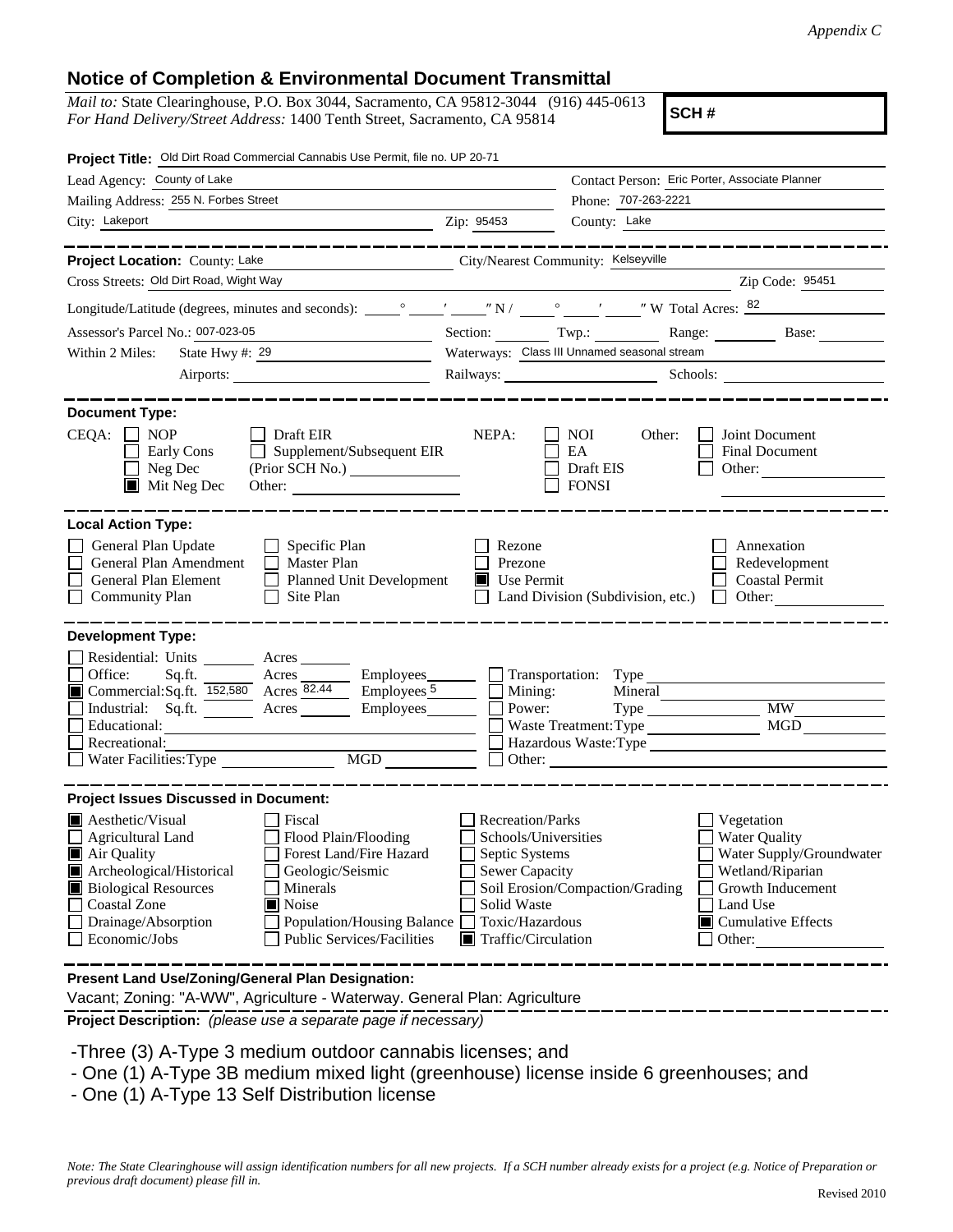*Appendix C*

## Notice of Completion & Environmental Document Transmittal

*Mail to:* State Clearinghouse, P.O. Box 3044, Sacramento, CA 95812-3044 (916) 445-0613
*For Hand Delivery/Street Address:* 1400 Tenth Street, Sacramento, CA 95814

**SCH #**

**Project Title:** Old Dirt Road Commercial Cannabis Use Permit, file no. UP 20-71

Lead Agency: County of Lake
Contact Person: Eric Porter, Associate Planner
Mailing Address: 255 N. Forbes Street
Phone: 707-263-2221
City: Lakeport
Zip: 95453
County: Lake

---

**Project Location:** County: Lake
City/Nearest Community: Kelseyville
Cross Streets: Old Dirt Road, Wight Way
Zip Code: 95451
Longitude/Latitude (degrees, minutes and seconds): ____° ____′ ____″ N / ____° ____′ ____″ W Total Acres: 82
Assessor's Parcel No.: 007-023-05
Section: ____ Twp.: ____ Range: ____ Base: ____
Within 2 Miles: State Hwy #: 29
Waterways: Class III Unnamed seasonal stream
Airports: ____
Railways: ____ Schools: ____

---

**Document Type:**

CEQA: ☐ NOP ☐ Draft EIR ☐ Early Cons ☐ Supplement/Subsequent EIR ☐ Neg Dec (Prior SCH No.) ____ ■ Mit Neg Dec Other: ____

NEPA: ☐ NOI ☐ EA ☐ Draft EIS ☐ FONSI

Other: ☐ Joint Document ☐ Final Document ☐ Other: ____

---

**Local Action Type:**

☐ General Plan Update ☐ Specific Plan ☐ Rezone ☐ Annexation
☐ General Plan Amendment ☐ Master Plan ☐ Prezone ☐ Redevelopment
☐ General Plan Element ☐ Planned Unit Development ■ Use Permit ☐ Coastal Permit
☐ Community Plan ☐ Site Plan ☐ Land Division (Subdivision, etc.) ☐ Other: ____

---

**Development Type:**

☐ Residential: Units ____ Acres ____
☐ Office: Sq.ft. ____ Acres ____ Employees ____
■ Commercial: Sq.ft. 152,580 Acres 82.44 Employees 5
☐ Industrial: Sq.ft. ____ Acres ____ Employees ____
☐ Educational: ____
☐ Recreational: ____
☐ Water Facilities: Type ____ MGD ____
☐ Transportation: Type ____
☐ Mining: Mineral ____
☐ Power: Type ____ MW ____
☐ Waste Treatment: Type ____ MGD ____
☐ Hazardous Waste: Type ____
☐ Other: ____

---

**Project Issues Discussed in Document:**

■ Aesthetic/Visual ☐ Fiscal ☐ Recreation/Parks ☐ Vegetation
☐ Agricultural Land ☐ Flood Plain/Flooding ☐ Schools/Universities ☐ Water Quality
■ Air Quality ☐ Forest Land/Fire Hazard ☐ Septic Systems ☐ Water Supply/Groundwater
■ Archeological/Historical ☐ Geologic/Seismic ☐ Sewer Capacity ☐ Wetland/Riparian
■ Biological Resources ☐ Minerals ☐ Soil Erosion/Compaction/Grading ☐ Growth Inducement
☐ Coastal Zone ■ Noise ☐ Solid Waste ☐ Land Use
☐ Drainage/Absorption ☐ Population/Housing Balance ☐ Toxic/Hazardous ■ Cumulative Effects
☐ Economic/Jobs ☐ Public Services/Facilities ■ Traffic/Circulation ☐ Other: ____

---

**Present Land Use/Zoning/General Plan Designation:**

Vacant; Zoning: "A-WW", Agriculture - Waterway. General Plan: Agriculture

**Project Description:** *(please use a separate page if necessary)*

- Three (3) A-Type 3 medium outdoor cannabis licenses; and
- One (1) A-Type 3B medium mixed light (greenhouse) license inside 6 greenhouses; and
- One (1) A-Type 13 Self Distribution license

*Note: The State Clearinghouse will assign identification numbers for all new projects. If a SCH number already exists for a project (e.g. Notice of Preparation or previous draft document) please fill in.*

Revised 2010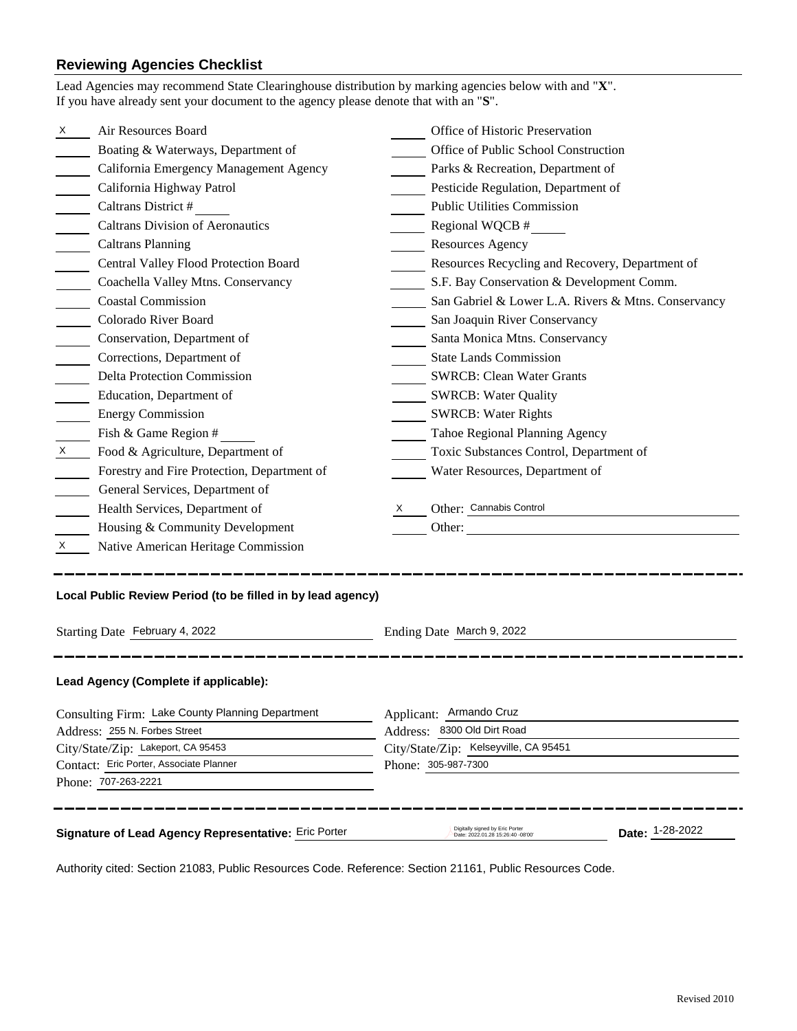## Reviewing Agencies Checklist

Lead Agencies may recommend State Clearinghouse distribution by marking agencies below with and "**X**". If you have already sent your document to the agency please denote that with an "**S**".

| | | | |
|---|---|---|---|
| X | Air Resources Board | | Office of Historic Preservation |
| | Boating & Waterways, Department of | | Office of Public School Construction |
| | California Emergency Management Agency | | Parks & Recreation, Department of |
| | California Highway Patrol | | Pesticide Regulation, Department of |
| | Caltrans District # | | Public Utilities Commission |
| | Caltrans Division of Aeronautics | | Regional WQCB # |
| | Caltrans Planning | | Resources Agency |
| | Central Valley Flood Protection Board | | Resources Recycling and Recovery, Department of |
| | Coachella Valley Mtns. Conservancy | | S.F. Bay Conservation & Development Comm. |
| | Coastal Commission | | San Gabriel & Lower L.A. Rivers & Mtns. Conservancy |
| | Colorado River Board | | San Joaquin River Conservancy |
| | Conservation, Department of | | Santa Monica Mtns. Conservancy |
| | Corrections, Department of | | State Lands Commission |
| | Delta Protection Commission | | SWRCB: Clean Water Grants |
| | Education, Department of | | SWRCB: Water Quality |
| | Energy Commission | | SWRCB: Water Rights |
| | Fish & Game Region # | | Tahoe Regional Planning Agency |
| X | Food & Agriculture, Department of | | Toxic Substances Control, Department of |
| | Forestry and Fire Protection, Department of | | Water Resources, Department of |
| | General Services, Department of | | |
| | Health Services, Department of | X | Other: Cannabis Control |
| | Housing & Community Development | | Other: |
| X | Native American Heritage Commission | | |

---

**Local Public Review Period (to be filled in by lead agency)**

Starting Date February 4, 2022 Ending Date March 9, 2022

---

**Lead Agency (Complete if applicable):**

Consulting Firm: Lake County Planning Department
Address: 255 N. Forbes Street
City/State/Zip: Lakeport, CA 95453
Contact: Eric Porter, Associate Planner
Phone: 707-263-2221

Applicant: Armando Cruz
Address: 8300 Old Dirt Road
City/State/Zip: Kelseyville, CA 95451
Phone: 305-987-7300

---

**Signature of Lead Agency Representative:** Eric Porter Digitally signed by Eric Porter Date: 2022.01.28 15:26:40 -08'00' **Date:** 1-28-2022

Authority cited: Section 21083, Public Resources Code. Reference: Section 21161, Public Resources Code.

Revised 2010